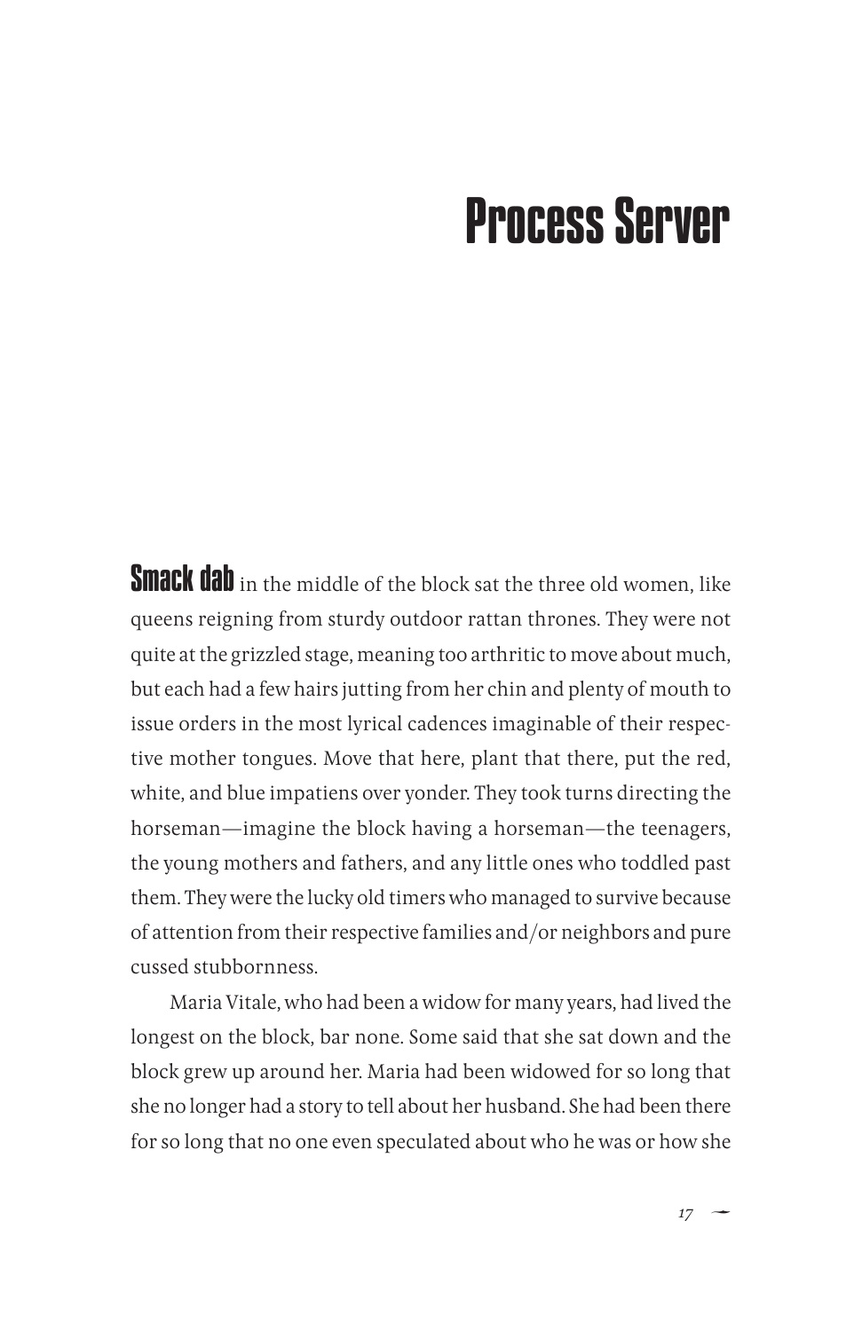# Process Server

**Smack dab** in the middle of the block sat the three old women, like queens reigning from sturdy outdoor rattan thrones. They were not quite at the grizzled stage, meaning too arthritic to move about much, but each had a few hairs jutting from her chin and plenty of mouth to issue orders in the most lyrical cadences imaginable of their respective mother tongues. Move that here, plant that there, put the red, white, and blue impatiens over yonder. They took turns directing the horseman—imagine the block having a horseman—the teenagers, the young mothers and fathers, and any little ones who toddled past them. They were the lucky old timers who managed to survive because of attention from their respective families and/or neighbors and pure cussed stubbornness.

Maria Vitale, who had been a widow for many years, had lived the longest on the block, bar none. Some said that she sat down and the block grew up around her. Maria had been widowed for so long that she no longer had a story to tell about her husband. She had been there for so long that no one even speculated about who he was or how she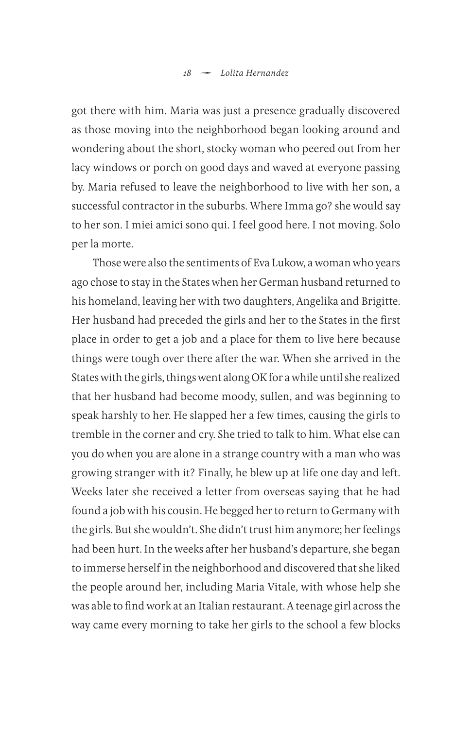got there with him. Maria was just a presence gradually discovered as those moving into the neighborhood began looking around and wondering about the short, stocky woman who peered out from her lacy windows or porch on good days and waved at everyone passing by. Maria refused to leave the neighborhood to live with her son, a successful contractor in the suburbs. Where Imma go? she would say to her son. I miei amici sono qui. I feel good here. I not moving. Solo per la morte.

Those were also the sentiments of Eva Lukow, a woman who years ago chose to stay in the States when her German husband returned to his homeland, leaving her with two daughters, Angelika and Brigitte. Her husband had preceded the girls and her to the States in the first place in order to get a job and a place for them to live here because things were tough over there after the war. When she arrived in the States with the girls, things went along OK for a while until she realized that her husband had become moody, sullen, and was beginning to speak harshly to her. He slapped her a few times, causing the girls to tremble in the corner and cry. She tried to talk to him. What else can you do when you are alone in a strange country with a man who was growing stranger with it? Finally, he blew up at life one day and left. Weeks later she received a letter from overseas saying that he had found a job with his cousin. He begged her to return to Germany with the girls. But she wouldn't. She didn't trust him anymore; her feelings had been hurt. In the weeks after her husband's departure, she began to immerse herself in the neighborhood and discovered that she liked the people around her, including Maria Vitale, with whose help she was able to find work at an Italian restaurant. A teenage girl across the way came every morning to take her girls to the school a few blocks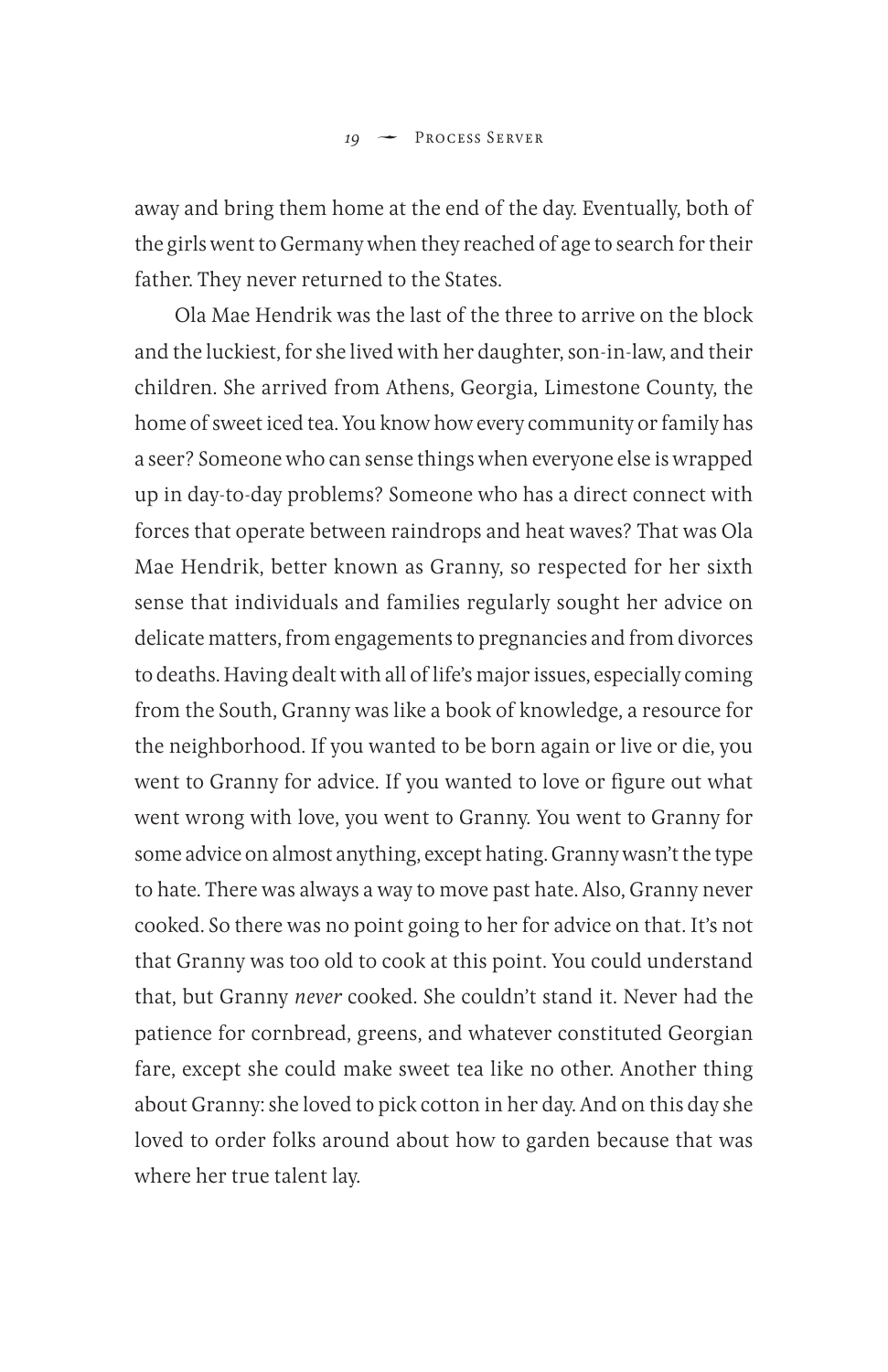away and bring them home at the end of the day. Eventually, both of the girls went to Germany when they reached of age to search for their father. They never returned to the States.

Ola Mae Hendrik was the last of the three to arrive on the block and the luckiest, for she lived with her daughter, son-in-law, and their children. She arrived from Athens, Georgia, Limestone County, the home of sweet iced tea. You know how every community or family has a seer? Someone who can sense things when everyone else is wrapped up in day-to-day problems? Someone who has a direct connect with forces that operate between raindrops and heat waves? That was Ola Mae Hendrik, better known as Granny, so respected for her sixth sense that individuals and families regularly sought her advice on delicate matters, from engagements to pregnancies and from divorces to deaths. Having dealt with all of life's major issues, especially coming from the South, Granny was like a book of knowledge, a resource for the neighborhood. If you wanted to be born again or live or die, you went to Granny for advice. If you wanted to love or figure out what went wrong with love, you went to Granny. You went to Granny for some advice on almost anything, except hating. Granny wasn't the type to hate. There was always a way to move past hate. Also, Granny never cooked. So there was no point going to her for advice on that. It's not that Granny was too old to cook at this point. You could understand that, but Granny *never* cooked. She couldn't stand it. Never had the patience for cornbread, greens, and whatever constituted Georgian fare, except she could make sweet tea like no other. Another thing about Granny: she loved to pick cotton in her day. And on this day she loved to order folks around about how to garden because that was where her true talent lay.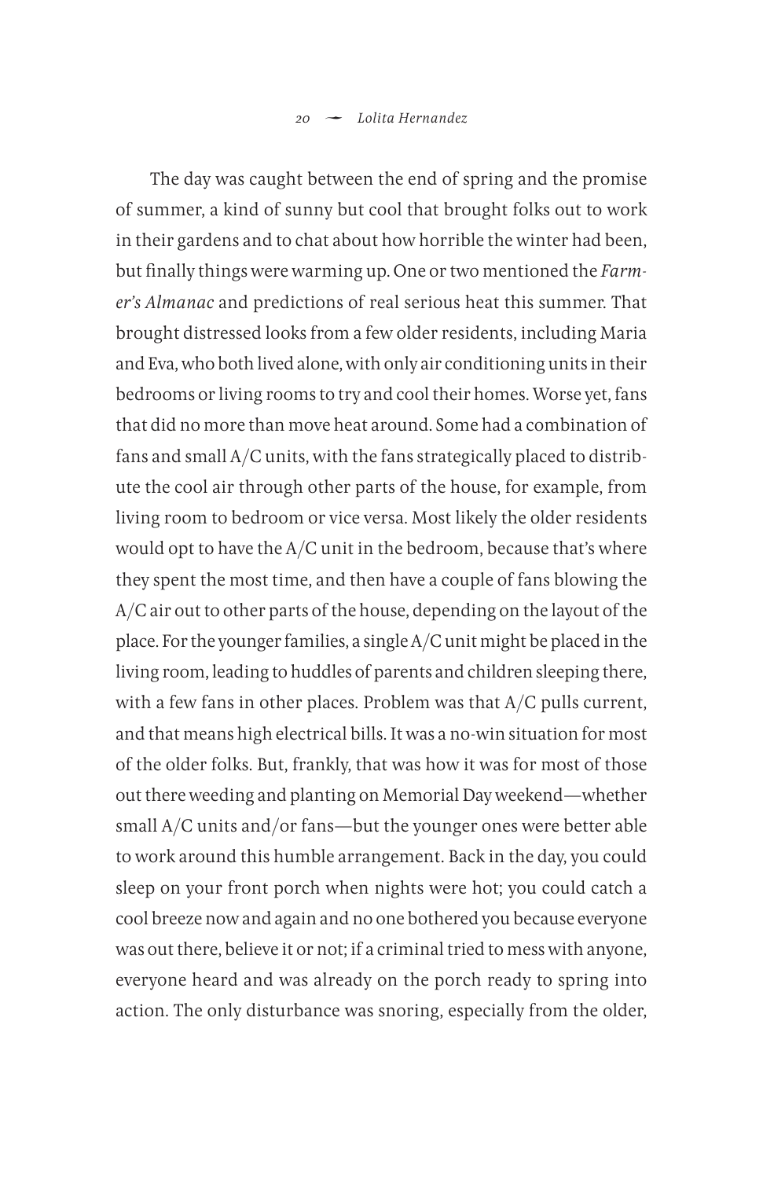The day was caught between the end of spring and the promise of summer, a kind of sunny but cool that brought folks out to work in their gardens and to chat about how horrible the winter had been, but finally things were warming up. One or two mentioned the *Farmer's Almanac* and predictions of real serious heat this summer. That brought distressed looks from a few older residents, including Maria and Eva, who both lived alone, with only air conditioning units in their bedrooms or living rooms to try and cool their homes. Worse yet, fans that did no more than move heat around. Some had a combination of fans and small A/C units, with the fans strategically placed to distribute the cool air through other parts of the house, for example, from living room to bedroom or vice versa. Most likely the older residents would opt to have the A/C unit in the bedroom, because that's where they spent the most time, and then have a couple of fans blowing the A/C air out to other parts of the house, depending on the layout of the place. For the younger families, a single A/C unit might be placed in the living room, leading to huddles of parents and children sleeping there, with a few fans in other places. Problem was that A/C pulls current, and that means high electrical bills. It was a no-win situation for most of the older folks. But, frankly, that was how it was for most of those out there weeding and planting on Memorial Day weekend—whether small A/C units and/or fans—but the younger ones were better able to work around this humble arrangement. Back in the day, you could sleep on your front porch when nights were hot; you could catch a cool breeze now and again and no one bothered you because everyone was out there, believe it or not; if a criminal tried to mess with anyone, everyone heard and was already on the porch ready to spring into action. The only disturbance was snoring, especially from the older,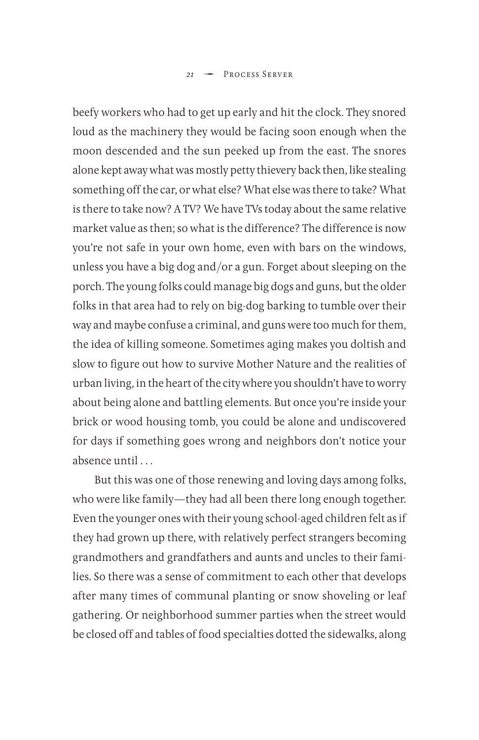beefy workers who had to get up early and hit the clock. They snored loud as the machinery they would be facing soon enough when the moon descended and the sun peeked up from the east. The snores alone kept away what was mostly petty thievery back then, like stealing something off the car, or what else? What else was there to take? What is there to take now? A TV? We have TVs today about the same relative market value as then; so what is the difference? The difference is now you're not safe in your own home, even with bars on the windows, unless you have a big dog and/or a gun. Forget about sleeping on the porch. The young folks could manage big dogs and guns, but the older folks in that area had to rely on big-dog barking to tumble over their way and maybe confuse a criminal, and guns were too much for them, the idea of killing someone. Sometimes aging makes you doltish and slow to figure out how to survive Mother Nature and the realities of urban living, in the heart of the city where you shouldn't have to worry about being alone and battling elements. But once you're inside your brick or wood housing tomb, you could be alone and undiscovered for days if something goes wrong and neighbors don't notice your absence until . . .

But this was one of those renewing and loving days among folks, who were like family—they had all been there long enough together. Even the younger ones with their young school-aged children felt as if they had grown up there, with relatively perfect strangers becoming grandmothers and grandfathers and aunts and uncles to their families. So there was a sense of commitment to each other that develops after many times of communal planting or snow shoveling or leaf gathering. Or neighborhood summer parties when the street would be closed off and tables of food specialties dotted the sidewalks, along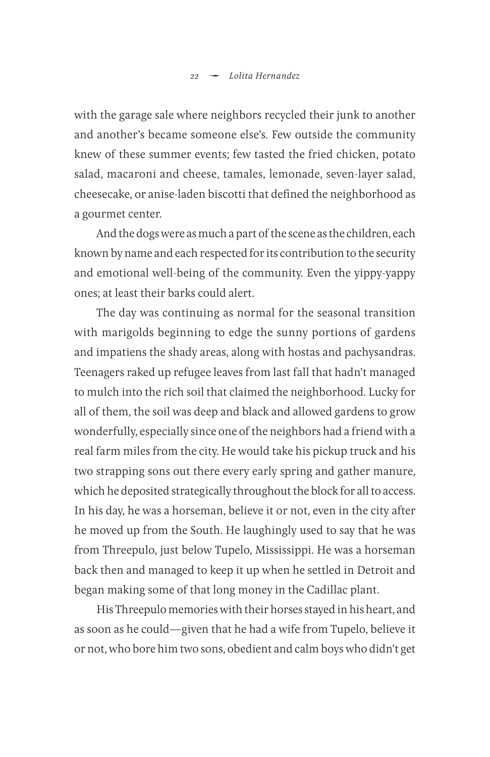with the garage sale where neighbors recycled their junk to another and another's became someone else's. Few outside the community knew of these summer events; few tasted the fried chicken, potato salad, macaroni and cheese, tamales, lemonade, seven-layer salad, cheesecake, or anise-laden biscotti that defined the neighborhood as a gourmet center.

And the dogs were as much a part of the scene as the children, each known by name and each respected for its contribution to the security and emotional well-being of the community. Even the yippy-yappy ones; at least their barks could alert.

The day was continuing as normal for the seasonal transition with marigolds beginning to edge the sunny portions of gardens and impatiens the shady areas, along with hostas and pachysandras. Teenagers raked up refugee leaves from last fall that hadn't managed to mulch into the rich soil that claimed the neighborhood. Lucky for all of them, the soil was deep and black and allowed gardens to grow wonderfully, especially since one of the neighbors had a friend with a real farm miles from the city. He would take his pickup truck and his two strapping sons out there every early spring and gather manure, which he deposited strategically throughout the block for all to access. In his day, he was a horseman, believe it or not, even in the city after he moved up from the South. He laughingly used to say that he was from Threepulo, just below Tupelo, Mississippi. He was a horseman back then and managed to keep it up when he settled in Detroit and began making some of that long money in the Cadillac plant.

His Threepulo memories with their horses stayed in his heart, and as soon as he could—given that he had a wife from Tupelo, believe it or not, who bore him two sons, obedient and calm boys who didn't get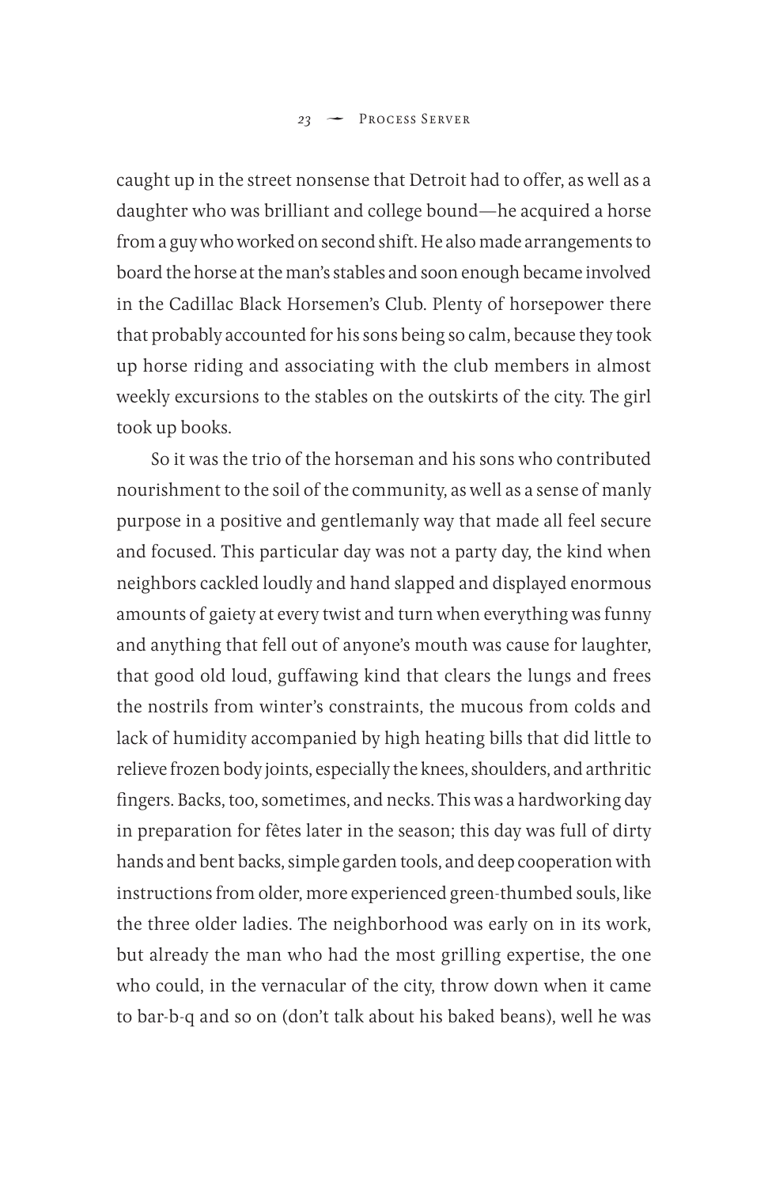caught up in the street nonsense that Detroit had to offer, as well as a daughter who was brilliant and college bound—he acquired a horse from a guy who worked on second shift. He also made arrangements to board the horse at the man's stables and soon enough became involved in the Cadillac Black Horsemen's Club. Plenty of horsepower there that probably accounted for his sons being so calm, because they took up horse riding and associating with the club members in almost weekly excursions to the stables on the outskirts of the city. The girl took up books.

So it was the trio of the horseman and his sons who contributed nourishment to the soil of the community, as well as a sense of manly purpose in a positive and gentlemanly way that made all feel secure and focused. This particular day was not a party day, the kind when neighbors cackled loudly and hand slapped and displayed enormous amounts of gaiety at every twist and turn when everything was funny and anything that fell out of anyone's mouth was cause for laughter, that good old loud, guffawing kind that clears the lungs and frees the nostrils from winter's constraints, the mucous from colds and lack of humidity accompanied by high heating bills that did little to relieve frozen body joints, especially the knees, shoulders, and arthritic fingers. Backs, too, sometimes, and necks. This was a hardworking day in preparation for fêtes later in the season; this day was full of dirty hands and bent backs, simple garden tools, and deep cooperation with instructions from older, more experienced green-thumbed souls, like the three older ladies. The neighborhood was early on in its work, but already the man who had the most grilling expertise, the one who could, in the vernacular of the city, throw down when it came to bar-b-q and so on (don't talk about his baked beans), well he was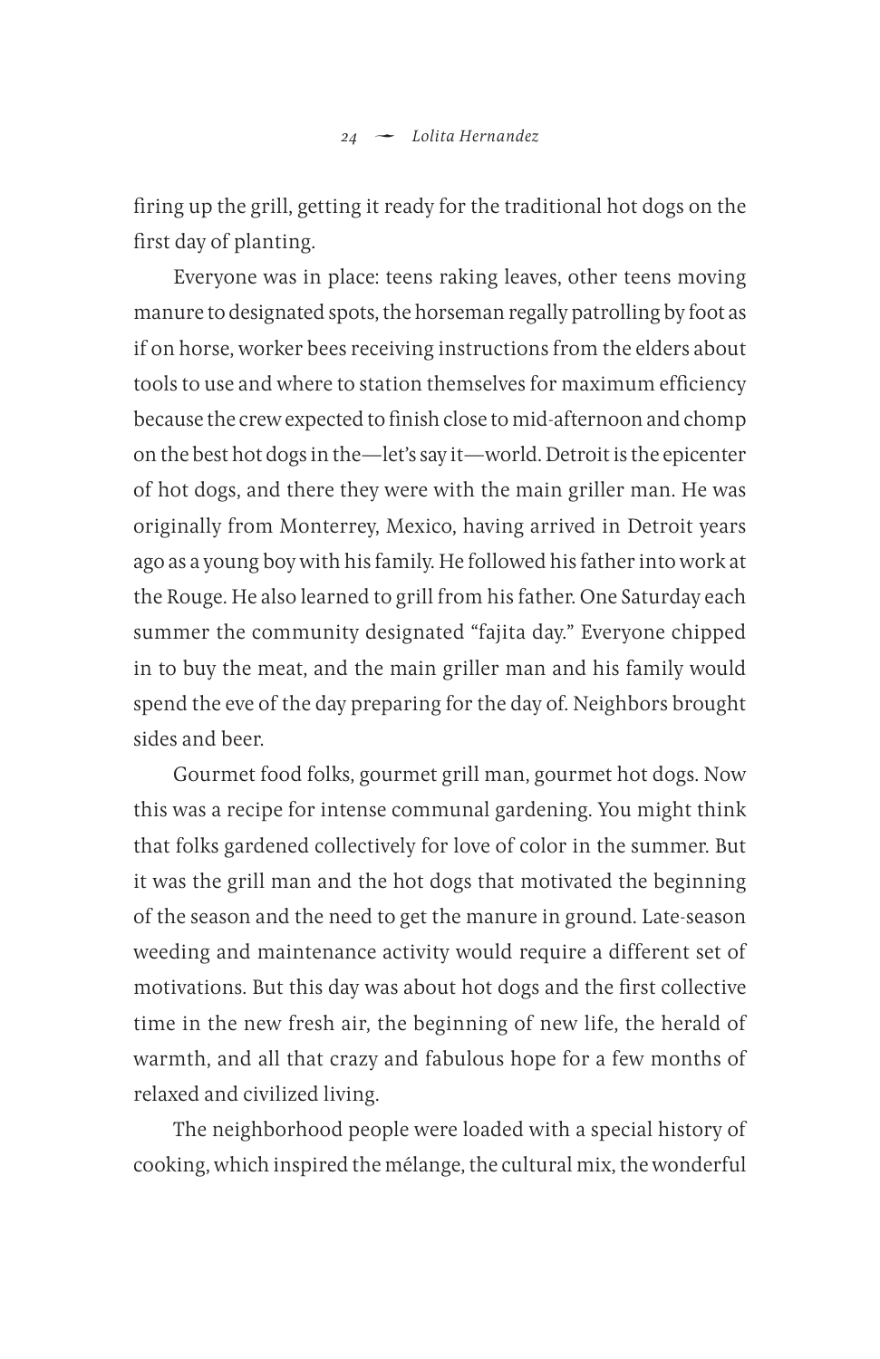firing up the grill, getting it ready for the traditional hot dogs on the first day of planting.

Everyone was in place: teens raking leaves, other teens moving manure to designated spots, the horseman regally patrolling by foot as if on horse, worker bees receiving instructions from the elders about tools to use and where to station themselves for maximum efficiency because the crew expected to finish close to mid-afternoon and chomp on the best hot dogs in the—let's say it—world. Detroit is the epicenter of hot dogs, and there they were with the main griller man. He was originally from Monterrey, Mexico, having arrived in Detroit years ago as a young boy with his family. He followed his father into work at the Rouge. He also learned to grill from his father. One Saturday each summer the community designated "fajita day." Everyone chipped in to buy the meat, and the main griller man and his family would spend the eve of the day preparing for the day of. Neighbors brought sides and beer.

Gourmet food folks, gourmet grill man, gourmet hot dogs. Now this was a recipe for intense communal gardening. You might think that folks gardened collectively for love of color in the summer. But it was the grill man and the hot dogs that motivated the beginning of the season and the need to get the manure in ground. Late-season weeding and maintenance activity would require a different set of motivations. But this day was about hot dogs and the first collective time in the new fresh air, the beginning of new life, the herald of warmth, and all that crazy and fabulous hope for a few months of relaxed and civilized living.

The neighborhood people were loaded with a special history of cooking, which inspired the mélange, the cultural mix, the wonderful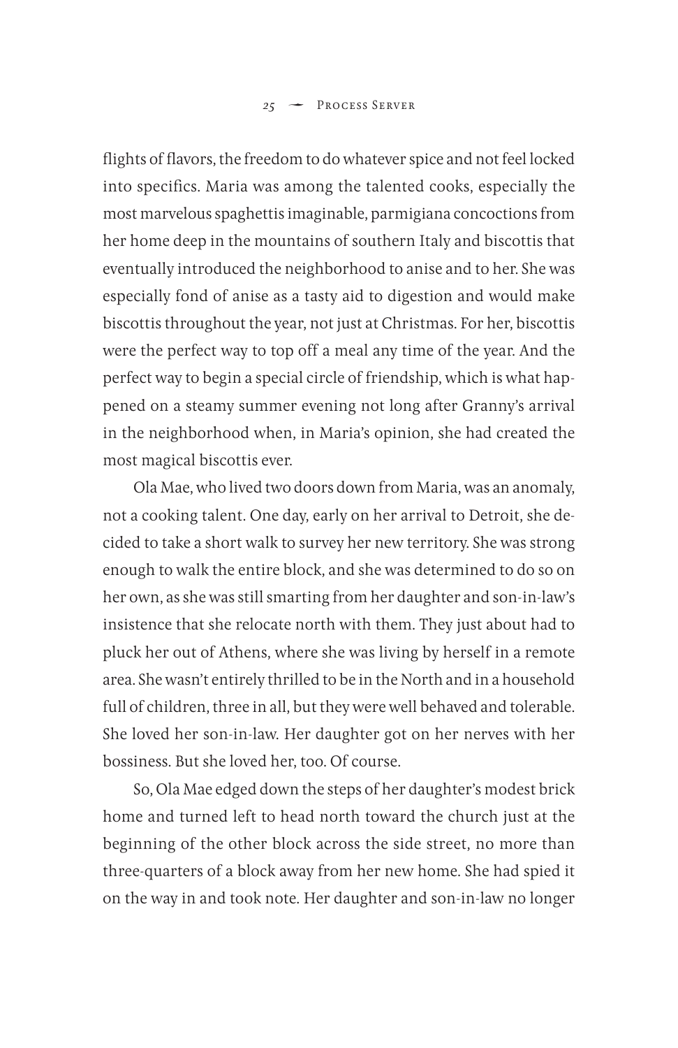flights of flavors, the freedom to do whatever spice and not feel locked into specifics. Maria was among the talented cooks, especially the most marvelous spaghettis imaginable, parmigiana concoctions from her home deep in the mountains of southern Italy and biscottis that eventually introduced the neighborhood to anise and to her. She was especially fond of anise as a tasty aid to digestion and would make biscottis throughout the year, not just at Christmas. For her, biscottis were the perfect way to top off a meal any time of the year. And the perfect way to begin a special circle of friendship, which is what happened on a steamy summer evening not long after Granny's arrival in the neighborhood when, in Maria's opinion, she had created the most magical biscottis ever.

Ola Mae, who lived two doors down from Maria, was an anomaly, not a cooking talent. One day, early on her arrival to Detroit, she decided to take a short walk to survey her new territory. She was strong enough to walk the entire block, and she was determined to do so on her own, as she was still smarting from her daughter and son-in-law's insistence that she relocate north with them. They just about had to pluck her out of Athens, where she was living by herself in a remote area. She wasn't entirely thrilled to be in the North and in a household full of children, three in all, but they were well behaved and tolerable. She loved her son-in-law. Her daughter got on her nerves with her bossiness. But she loved her, too. Of course.

So, Ola Mae edged down the steps of her daughter's modest brick home and turned left to head north toward the church just at the beginning of the other block across the side street, no more than three-quarters of a block away from her new home. She had spied it on the way in and took note. Her daughter and son-in-law no longer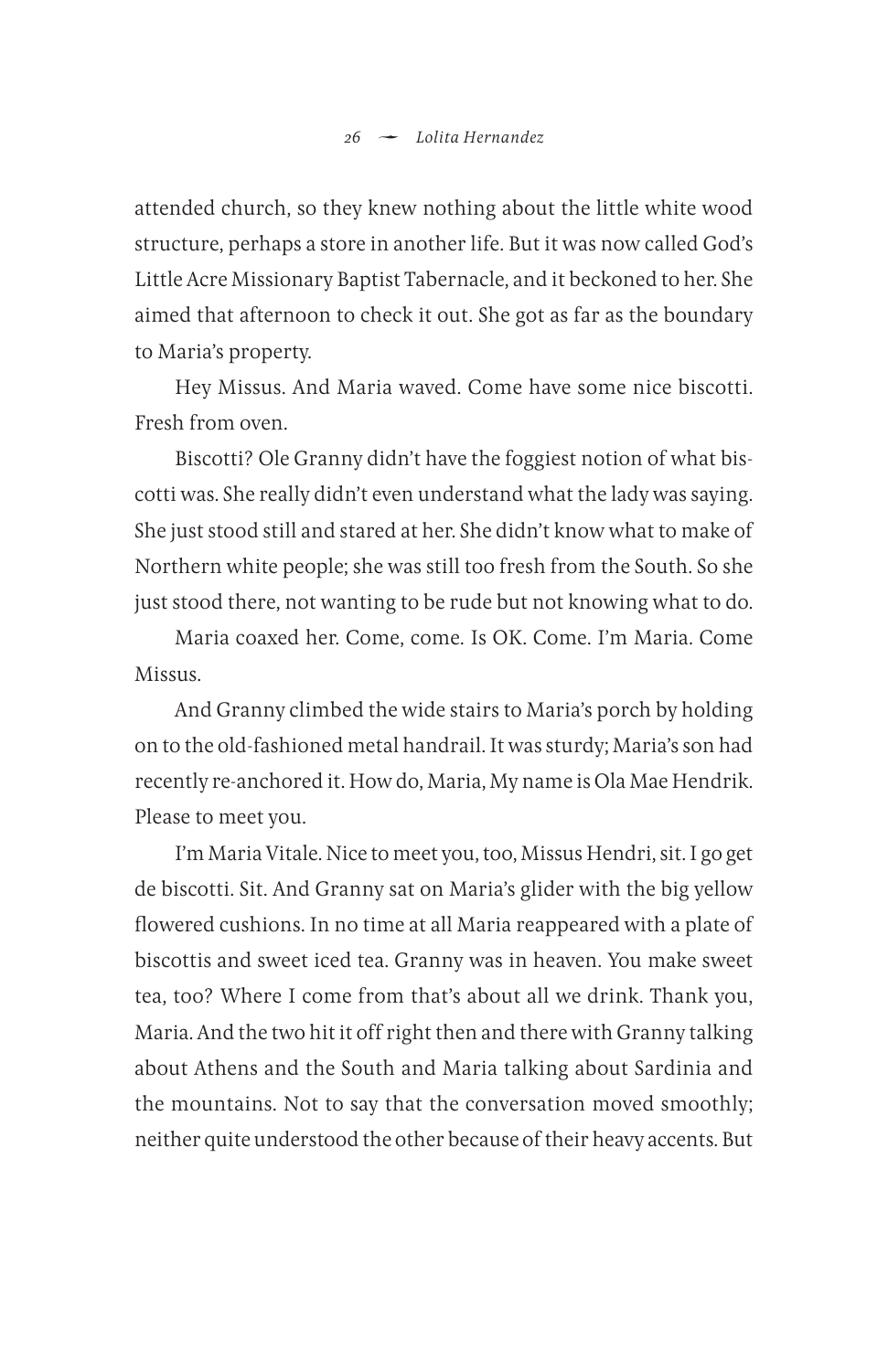attended church, so they knew nothing about the little white wood structure, perhaps a store in another life. But it was now called God's Little Acre Missionary Baptist Tabernacle, and it beckoned to her. She aimed that afternoon to check it out. She got as far as the boundary to Maria's property.

Hey Missus. And Maria waved. Come have some nice biscotti. Fresh from oven.

Biscotti? Ole Granny didn't have the foggiest notion of what biscotti was. She really didn't even understand what the lady was saying. She just stood still and stared at her. She didn't know what to make of Northern white people; she was still too fresh from the South. So she just stood there, not wanting to be rude but not knowing what to do.

Maria coaxed her. Come, come. Is OK. Come. I'm Maria. Come Missus.

And Granny climbed the wide stairs to Maria's porch by holding on to the old-fashioned metal handrail. It was sturdy; Maria's son had recently re-anchored it. How do, Maria, My name is Ola Mae Hendrik. Please to meet you.

I'm Maria Vitale. Nice to meet you, too, Missus Hendri, sit. I go get de biscotti. Sit. And Granny sat on Maria's glider with the big yellow flowered cushions. In no time at all Maria reappeared with a plate of biscottis and sweet iced tea. Granny was in heaven. You make sweet tea, too? Where I come from that's about all we drink. Thank you, Maria. And the two hit it off right then and there with Granny talking about Athens and the South and Maria talking about Sardinia and the mountains. Not to say that the conversation moved smoothly; neither quite understood the other because of their heavy accents. But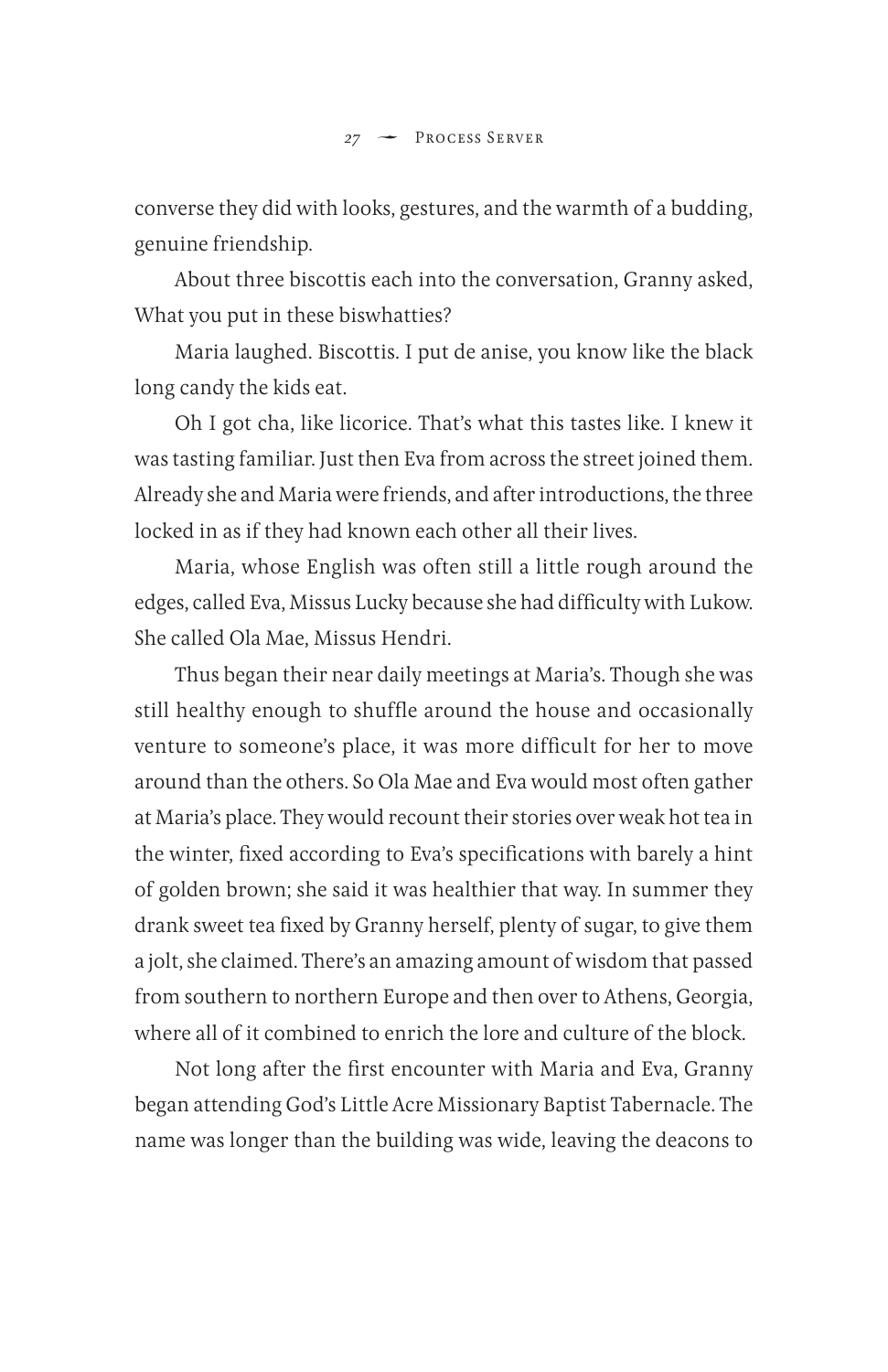converse they did with looks, gestures, and the warmth of a budding, genuine friendship.

About three biscottis each into the conversation, Granny asked, What you put in these biswhatties?

Maria laughed. Biscottis. I put de anise, you know like the black long candy the kids eat.

Oh I got cha, like licorice. That's what this tastes like. I knew it was tasting familiar. Just then Eva from across the street joined them. Already she and Maria were friends, and after introductions, the three locked in as if they had known each other all their lives.

Maria, whose English was often still a little rough around the edges, called Eva, Missus Lucky because she had difficulty with Lukow. She called Ola Mae, Missus Hendri.

Thus began their near daily meetings at Maria's. Though she was still healthy enough to shuffle around the house and occasionally venture to someone's place, it was more difficult for her to move around than the others. So Ola Mae and Eva would most often gather at Maria's place. They would recount their stories over weak hot tea in the winter, fixed according to Eva's specifications with barely a hint of golden brown; she said it was healthier that way. In summer they drank sweet tea fixed by Granny herself, plenty of sugar, to give them a jolt, she claimed. There's an amazing amount of wisdom that passed from southern to northern Europe and then over to Athens, Georgia, where all of it combined to enrich the lore and culture of the block.

Not long after the first encounter with Maria and Eva, Granny began attending God's Little Acre Missionary Baptist Tabernacle. The name was longer than the building was wide, leaving the deacons to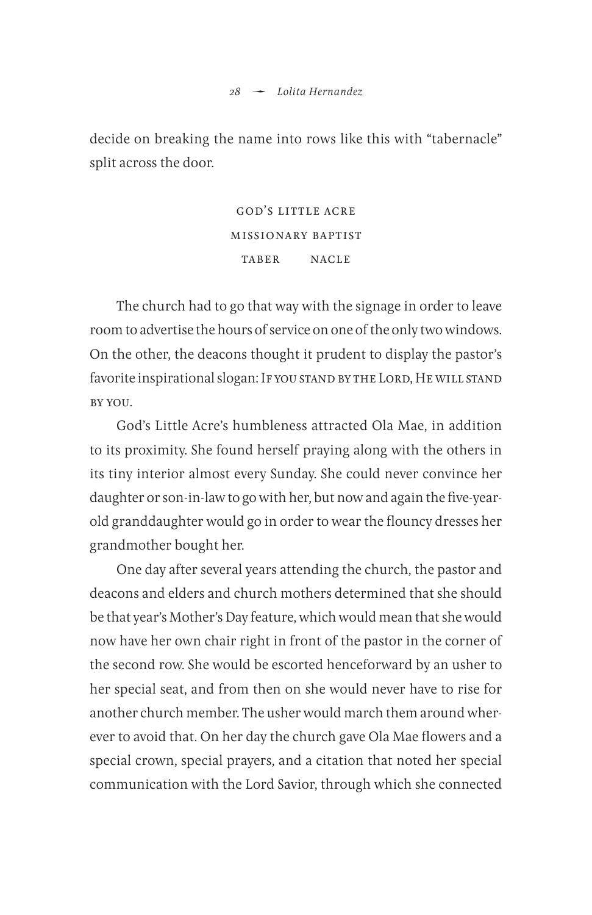decide on breaking the name into rows like this with "tabernacle" split across the door.

GOD'S LITTLE ACRE

MISSIONARY BAPTIST

TABER NACLE

The church had to go that way with the signage in order to leave room to advertise the hours of service on one of the only two windows. On the other, the deacons thought it prudent to display the pastor's favorite inspirational slogan: IF YOU STAND BY THE LORD, HE WILL STAND BY YOU.

God's Little Acre's humbleness attracted Ola Mae, in addition to its proximity. She found herself praying along with the others in its tiny interior almost every Sunday. She could never convince her daughter or son-in-law to go with her, but now and again the five-year-old granddaughter would go in order to wear the flouncy dresses her grandmother bought her.

One day after several years attending the church, the pastor and deacons and elders and church mothers determined that she should be that year's Mother's Day feature, which would mean that she would now have her own chair right in front of the pastor in the corner of the second row. She would be escorted henceforward by an usher to her special seat, and from then on she would never have to rise for another church member. The usher would march them around wherever to avoid that. On her day the church gave Ola Mae flowers and a special crown, special prayers, and a citation that noted her special communication with the Lord Savior, through which she connected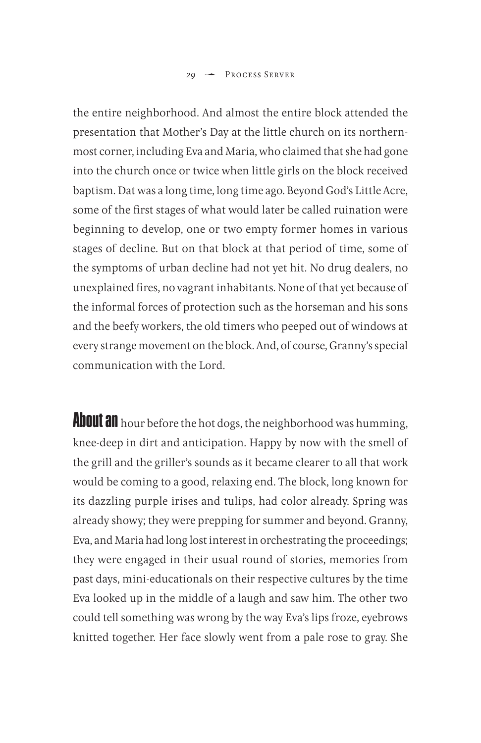the entire neighborhood. And almost the entire block attended the presentation that Mother's Day at the little church on its northernmost corner, including Eva and Maria, who claimed that she had gone into the church once or twice when little girls on the block received baptism. Dat was a long time, long time ago. Beyond God's Little Acre, some of the first stages of what would later be called ruination were beginning to develop, one or two empty former homes in various stages of decline. But on that block at that period of time, some of the symptoms of urban decline had not yet hit. No drug dealers, no unexplained fires, no vagrant inhabitants. None of that yet because of the informal forces of protection such as the horseman and his sons and the beefy workers, the old timers who peeped out of windows at every strange movement on the block. And, of course, Granny's special communication with the Lord.

**About an** hour before the hot dogs, the neighborhood was humming, knee-deep in dirt and anticipation. Happy by now with the smell of the grill and the griller's sounds as it became clearer to all that work would be coming to a good, relaxing end. The block, long known for its dazzling purple irises and tulips, had color already. Spring was already showy; they were prepping for summer and beyond. Granny, Eva, and Maria had long lost interest in orchestrating the proceedings; they were engaged in their usual round of stories, memories from past days, mini-educationals on their respective cultures by the time Eva looked up in the middle of a laugh and saw him. The other two could tell something was wrong by the way Eva's lips froze, eyebrows knitted together. Her face slowly went from a pale rose to gray. She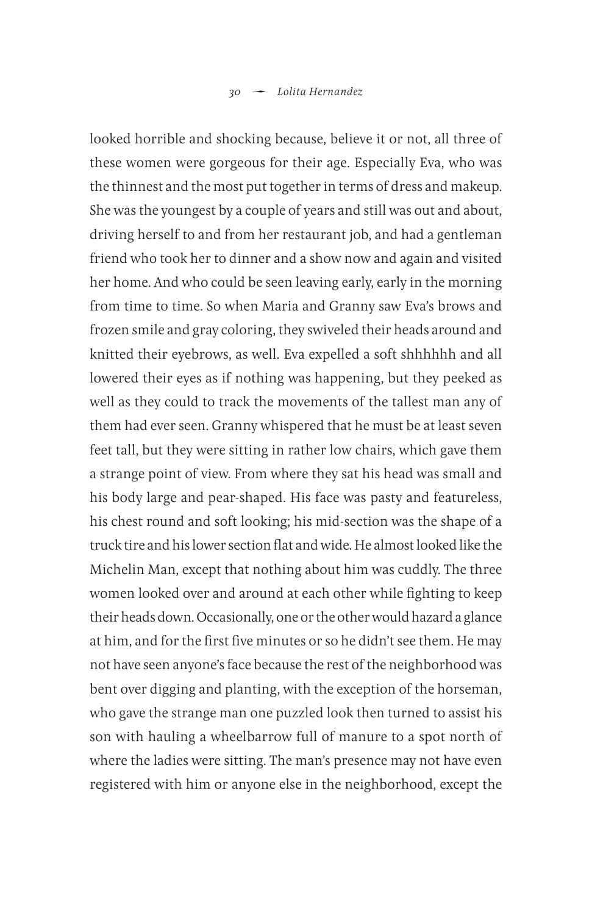looked horrible and shocking because, believe it or not, all three of these women were gorgeous for their age. Especially Eva, who was the thinnest and the most put together in terms of dress and makeup. She was the youngest by a couple of years and still was out and about, driving herself to and from her restaurant job, and had a gentleman friend who took her to dinner and a show now and again and visited her home. And who could be seen leaving early, early in the morning from time to time. So when Maria and Granny saw Eva's brows and frozen smile and gray coloring, they swiveled their heads around and knitted their eyebrows, as well. Eva expelled a soft shhhhhh and all lowered their eyes as if nothing was happening, but they peeked as well as they could to track the movements of the tallest man any of them had ever seen. Granny whispered that he must be at least seven feet tall, but they were sitting in rather low chairs, which gave them a strange point of view. From where they sat his head was small and his body large and pear-shaped. His face was pasty and featureless, his chest round and soft looking; his mid-section was the shape of a truck tire and his lower section flat and wide. He almost looked like the Michelin Man, except that nothing about him was cuddly. The three women looked over and around at each other while fighting to keep their heads down. Occasionally, one or the other would hazard a glance at him, and for the first five minutes or so he didn't see them. He may not have seen anyone's face because the rest of the neighborhood was bent over digging and planting, with the exception of the horseman, who gave the strange man one puzzled look then turned to assist his son with hauling a wheelbarrow full of manure to a spot north of where the ladies were sitting. The man's presence may not have even registered with him or anyone else in the neighborhood, except the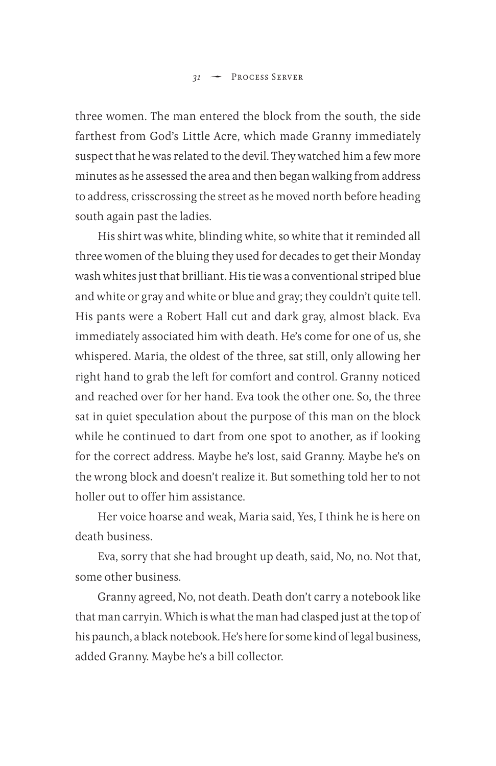three women. The man entered the block from the south, the side farthest from God's Little Acre, which made Granny immediately suspect that he was related to the devil. They watched him a few more minutes as he assessed the area and then began walking from address to address, crisscrossing the street as he moved north before heading south again past the ladies.

His shirt was white, blinding white, so white that it reminded all three women of the bluing they used for decades to get their Monday wash whites just that brilliant. His tie was a conventional striped blue and white or gray and white or blue and gray; they couldn't quite tell. His pants were a Robert Hall cut and dark gray, almost black. Eva immediately associated him with death. He's come for one of us, she whispered. Maria, the oldest of the three, sat still, only allowing her right hand to grab the left for comfort and control. Granny noticed and reached over for her hand. Eva took the other one. So, the three sat in quiet speculation about the purpose of this man on the block while he continued to dart from one spot to another, as if looking for the correct address. Maybe he's lost, said Granny. Maybe he's on the wrong block and doesn't realize it. But something told her to not holler out to offer him assistance.

Her voice hoarse and weak, Maria said, Yes, I think he is here on death business.

Eva, sorry that she had brought up death, said, No, no. Not that, some other business.

Granny agreed, No, not death. Death don't carry a notebook like that man carryin. Which is what the man had clasped just at the top of his paunch, a black notebook. He's here for some kind of legal business, added Granny. Maybe he's a bill collector.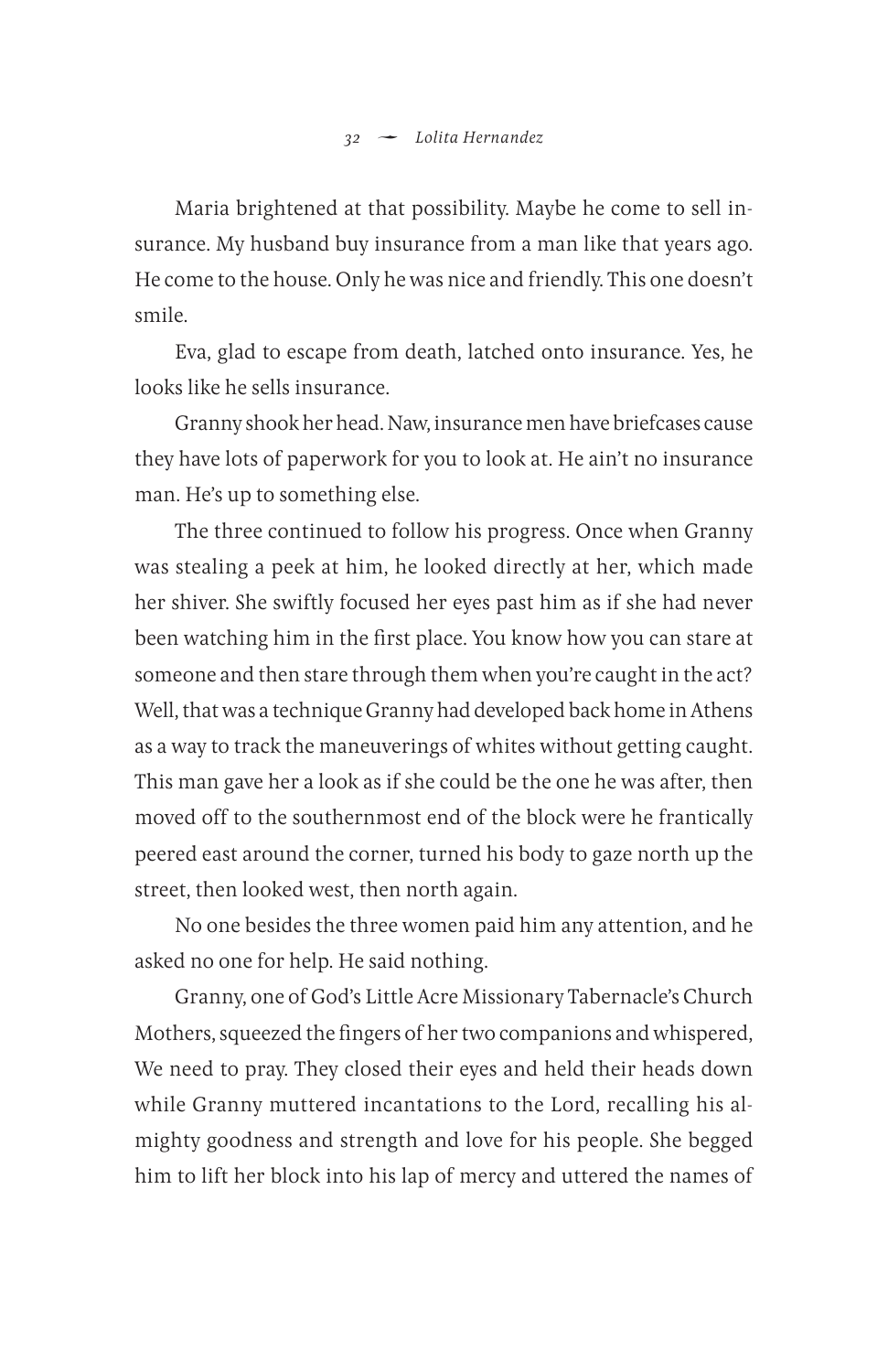Maria brightened at that possibility. Maybe he come to sell insurance. My husband buy insurance from a man like that years ago. He come to the house. Only he was nice and friendly. This one doesn't smile.

Eva, glad to escape from death, latched onto insurance. Yes, he looks like he sells insurance.

Granny shook her head. Naw, insurance men have briefcases cause they have lots of paperwork for you to look at. He ain't no insurance man. He's up to something else.

The three continued to follow his progress. Once when Granny was stealing a peek at him, he looked directly at her, which made her shiver. She swiftly focused her eyes past him as if she had never been watching him in the first place. You know how you can stare at someone and then stare through them when you're caught in the act? Well, that was a technique Granny had developed back home in Athens as a way to track the maneuverings of whites without getting caught. This man gave her a look as if she could be the one he was after, then moved off to the southernmost end of the block were he frantically peered east around the corner, turned his body to gaze north up the street, then looked west, then north again.

No one besides the three women paid him any attention, and he asked no one for help. He said nothing.

Granny, one of God's Little Acre Missionary Tabernacle's Church Mothers, squeezed the fingers of her two companions and whispered, We need to pray. They closed their eyes and held their heads down while Granny muttered incantations to the Lord, recalling his almighty goodness and strength and love for his people. She begged him to lift her block into his lap of mercy and uttered the names of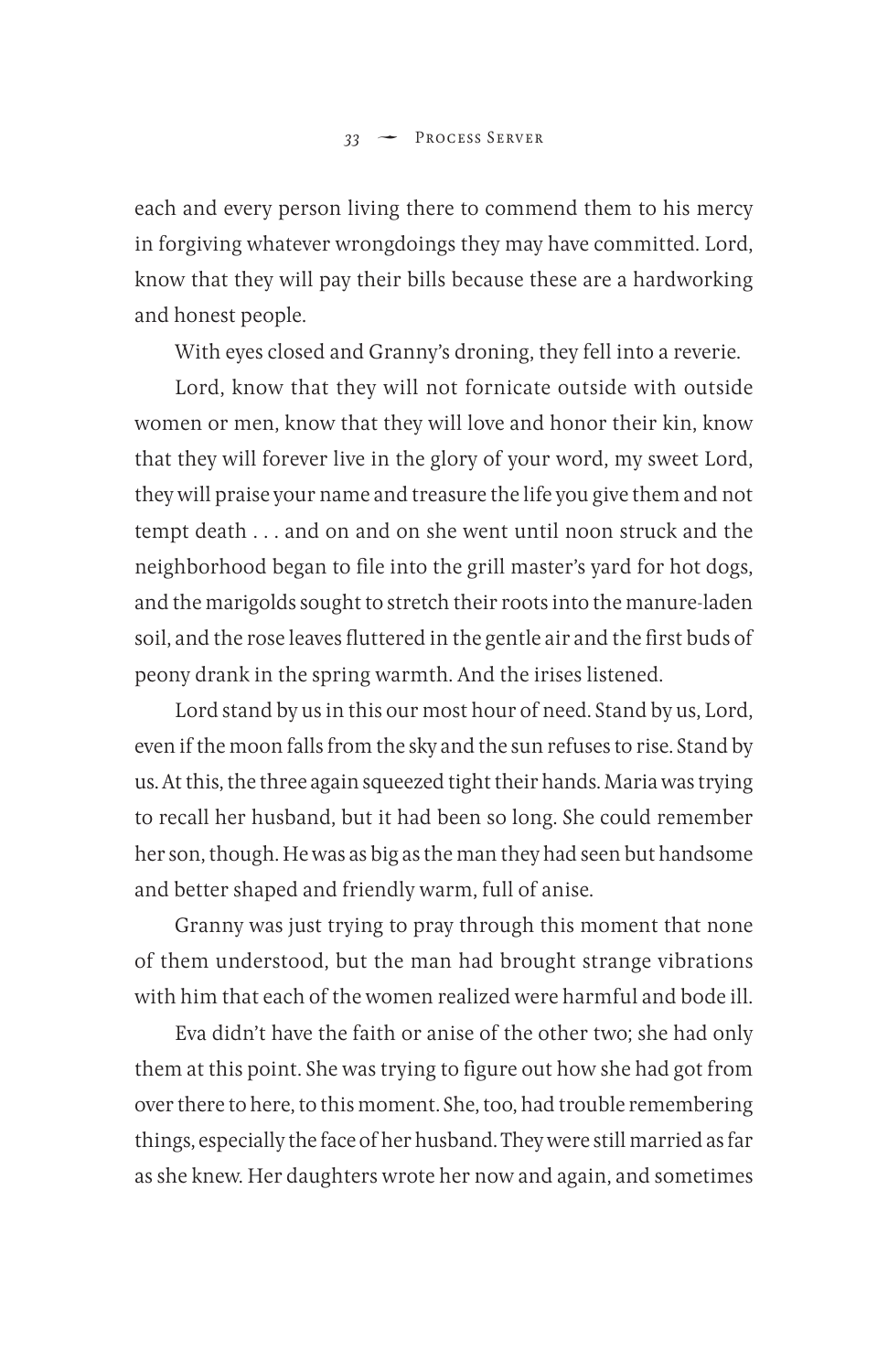each and every person living there to commend them to his mercy in forgiving whatever wrongdoings they may have committed. Lord, know that they will pay their bills because these are a hardworking and honest people.

With eyes closed and Granny's droning, they fell into a reverie.

Lord, know that they will not fornicate outside with outside women or men, know that they will love and honor their kin, know that they will forever live in the glory of your word, my sweet Lord, they will praise your name and treasure the life you give them and not tempt death . . . and on and on she went until noon struck and the neighborhood began to file into the grill master's yard for hot dogs, and the marigolds sought to stretch their roots into the manure-laden soil, and the rose leaves fluttered in the gentle air and the first buds of peony drank in the spring warmth. And the irises listened.

Lord stand by us in this our most hour of need. Stand by us, Lord, even if the moon falls from the sky and the sun refuses to rise. Stand by us. At this, the three again squeezed tight their hands. Maria was trying to recall her husband, but it had been so long. She could remember her son, though. He was as big as the man they had seen but handsome and better shaped and friendly warm, full of anise.

Granny was just trying to pray through this moment that none of them understood, but the man had brought strange vibrations with him that each of the women realized were harmful and bode ill.

Eva didn't have the faith or anise of the other two; she had only them at this point. She was trying to figure out how she had got from over there to here, to this moment. She, too, had trouble remembering things, especially the face of her husband. They were still married as far as she knew. Her daughters wrote her now and again, and sometimes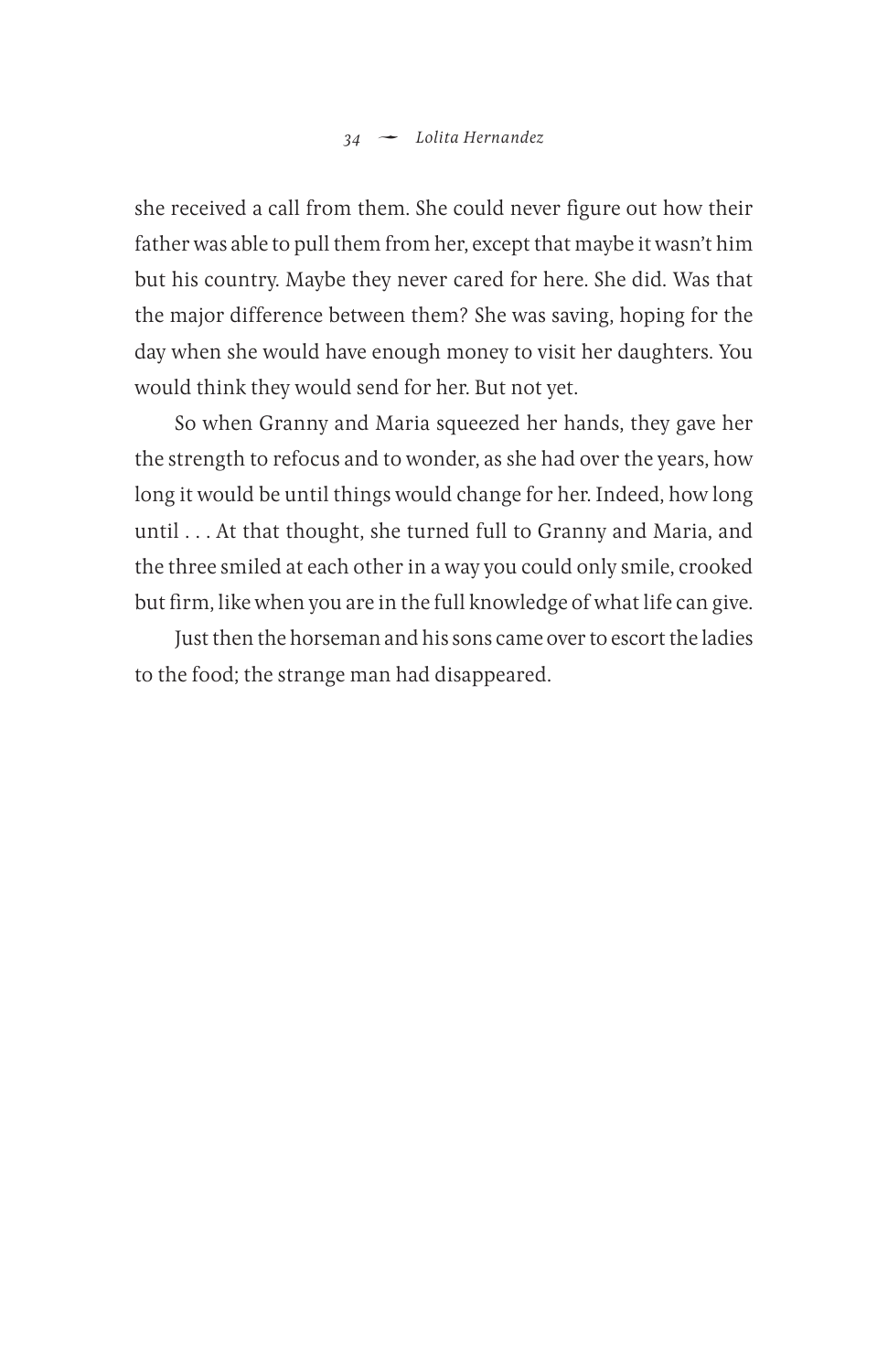she received a call from them. She could never figure out how their father was able to pull them from her, except that maybe it wasn't him but his country. Maybe they never cared for here. She did. Was that the major difference between them? She was saving, hoping for the day when she would have enough money to visit her daughters. You would think they would send for her. But not yet.

So when Granny and Maria squeezed her hands, they gave her the strength to refocus and to wonder, as she had over the years, how long it would be until things would change for her. Indeed, how long until . . . At that thought, she turned full to Granny and Maria, and the three smiled at each other in a way you could only smile, crooked but firm, like when you are in the full knowledge of what life can give.

Just then the horseman and his sons came over to escort the ladies to the food; the strange man had disappeared.